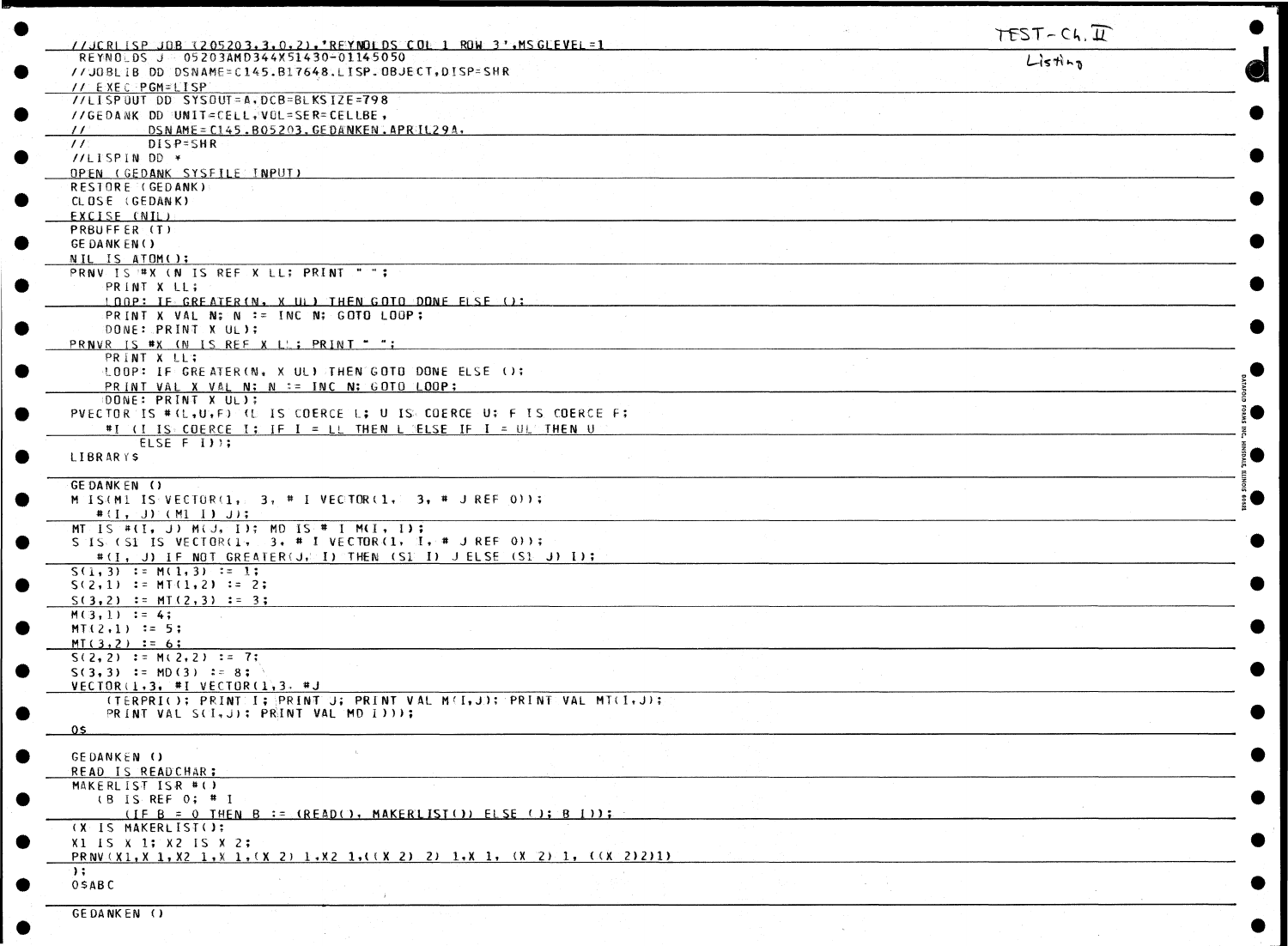TEST - Ch. II

Listing

```
//JCRLISP JOB (205203,3,0,2),'REYNOLDS COL 1 ROW 3',MSGLEVEL=1
 REYNOLDS J   05203AMD344X51430-01145050
//JOBLIB DD DSNAME=C145.B17648.LISP.OBJECT,DISP=SHR
// EXEC PGM=LISP
//LISPOUT DD SYSOUT=A,DCB=BLKSIZE=798
//GEDANK DD UNIT=CELL,VOL=SER=CELLBE,
//          DSNAME=C145.B05203.GEDANKEN.APRIL29A,
//          DISP=SHR
//LISPIN DD *
OPEN (GEDANK SYSFILE INPUT)
RESTORE (GEDANK)
CLOSE (GEDANK)
EXCISE (NIL)
PRBUFFER (T)
GEDANKEN()
NIL IS ATOM();
PRNV IS #X (N IS REF X LL; PRINT " ";
    PRINT X LL;
    LOOP: IF GREATER(N, X UL) THEN GOTO DONE ELSE ();
    PRINT X VAL N; N := INC N; GOTO LOOP;
    DONE: PRINT X UL);
PRNVR IS #X (N IS REF X LL; PRINT " ";
    PRINT X LL;
    LOOP: IF GREATER(N, X UL) THEN GOTO DONE ELSE ();
    PRINT VAL X VAL N; N := INC N; GOTO LOOP;
    DONE: PRINT X UL);
PVECTOR IS #(L,U,F) (L IS COERCE L; U IS COERCE U; F IS COERCE F;
    #I (I IS COERCE I; IF I = LL THEN L ELSE IF I = UL THEN U
        ELSE F I));
LIBRARY$

GEDANKEN ()
M IS(M1 IS VECTOR(1,  3, # I VECTOR(1,  3, # J REF 0));
   #(I, J) (M1 I) J);
MT IS #(I, J) M(J, I); MD IS # I M(I, I);
S IS (S1 IS VECTOR(1,  3, # I VECTOR(1, I, # J REF 0));
   #(I, J) IF NOT GREATER(J, I) THEN (S1 I) J ELSE (S1 J) I);
S(1,3) := M(1,3) := 1;
S(2,1) := MT(1,2) := 2;
S(3,2) := MT(2,3) := 3;
M(3,1) := 4;
MT(2,1) := 5;
MT(3,2) := 6;
S(2,2) := M(2,2) := 7;
S(3,3) := MD(3) := 8;
VECTOR(1,3, #I VECTOR(1,3, #J
    (TERPRI(); PRINT I; PRINT J; PRINT VAL M(I,J); PRINT VAL MT(I,J);
    PRINT VAL S(I,J); PRINT VAL MD I)));
0$

GEDANKEN ()
READ IS READCHAR;
MAKERLIST ISR #()
   (B IS REF 0; # I
      (IF B = 0 THEN B := (READ(), MAKERLIST()) ELSE (); B I));
(X IS MAKERLIST();
X1 IS X 1; X2 IS X 2;
PRNV(X1,X 1,X2 1,X 1,(X 2) 1,X2 1,((X 2) 2) 1,X 1, (X 2) 1, ((X 2)2)1)
);
0$ABC

GEDANKEN ()
```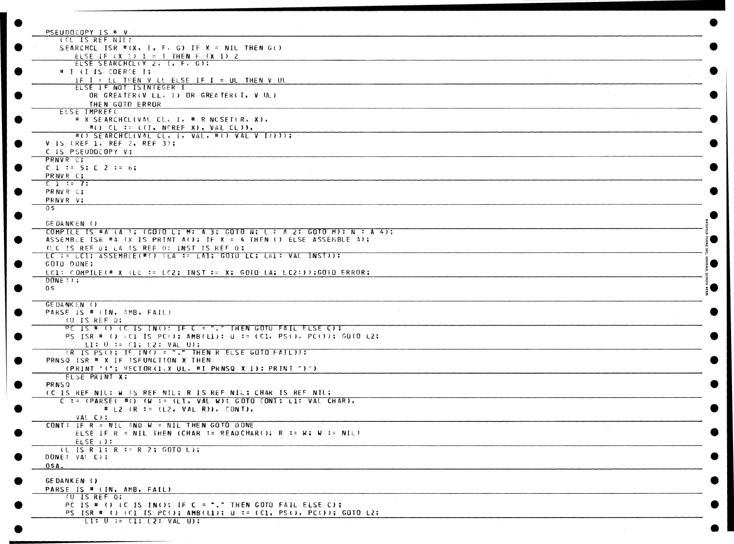```
PSEUDOCOPY IS # V
   (CL IS REF NIL;
   SEARCHCL ISR #(X, I, F, G) IF X = NIL THEN G()
      ELSE IF (X 1) 1 = I THEN F (X 1) 2
      ELSE SEARCHCL(X 2, I, F, G);
   # I (I IS COERCE I;
      IF I = LL THEN V LL ELSE IF I = UL THEN V UL
      ELSE IF NOT ISINTEGER I
         OR GREATER(V LL, I) OR GREATER(I, V UL)
         THEN GOTO ERROR
   ELSE IMPREF(
      # X SEARCHCL(VAL CL, I, # R NCSET(R, X),
         #() CL := ((I, NCREF X), VAL CL)),
      #() SEARCHCL(VAL CL, I, VAL, #() VAL V I))));
V IS (REF 1, REF 2, REF 3);
C IS PSEUDOCOPY V;
PRNVR C;
C 1 := 5; C 2 := 6;
PRNVR C;
C 1 := 7;
PRNVR C;
PRNVR V;
OS

GEDANKEN ()
COMPILE IS #A (A 1; (GOTO L; M: A 3; GOTO N; L : A 2; GOTO M); N : A 4);
ASSEMBLE ISR #A (X IS PRINT A(); IF X = 4 THEN () ELSE ASSEMBLE A);
(LC IS REF 0; LA IS REF 0; INST IS REF 0;
LC := LC1; ASSEMBLE(#() (LA := LA1; GOTO LC; LA1: VAL INST));
GOTO DONE;
LC1: COMPILE(# X (LC := LC2; INST := X; GOTO LA; LC2:));GOTO ERROR;
DONE:);
OS

GEDANKEN ()
PARSE IS # (IN, AMB, FAIL)
   (U IS REF 0;
   PC IS # () (C IS IN(); IF C = "." THEN GOTO FAIL ELSE C);
   PS ISR # () (C1 IS PC(); AMB(L1); U := (C1, PS(), PC()); GOTO L2;
      L1: U := C1; L2: VAL U);
   (R IS PS(); IF IN() = "." THEN R ELSE GOTO FAIL));
PRNSQ ISR # X IF ISFUNCTION X THEN
   (PRINT "("; VECTOR(1,X UL, #I PRNSQ X I); PRINT ")")
   ELSE PRINT X;
PRNSQ
(C IS REF NIL; W IS REF NIL; R IS REF NIL; CHAR IS REF NIL;
   C := (PARSE( #() (W := (L1, VAL W); GOTO CONT; L1: VAL CHAR),
         # L2 (R := (L2, VAL R)), CONT),
      VAL C);
CONT: IF R = NIL AND W = NIL THEN GOTO DONE
      ELSE IF R = NIL THEN (CHAR := READCHAR(); R := W; W := NIL)
      ELSE ();
   (L IS R 1; R := R 2; GOTO L);
DONE: VAL C);
OSA.

GEDANKEN ()
PARSE IS # (IN, AMB, FAIL)
   (U IS REF 0;
   PC IS # () (C IS IN(); IF C = "." THEN GOTO FAIL ELSE C);
   PS ISR # () (C1 IS PC(); AMB(L1); U := (C1, PS(), PC()); GOTO L2;
      L1: U := C1; L2: VAL U);
```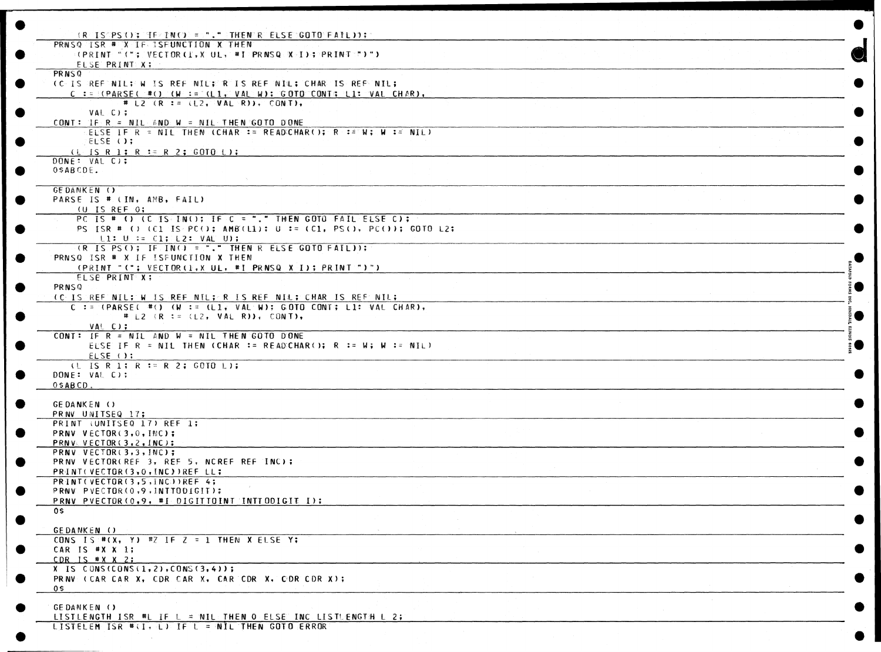```
    (R IS PS(); IF IN() = "." THEN R ELSE GOTO FAIL));
PRNSQ ISR # X IF ISFUNCTION X THEN
    (PRINT "("; VECTOR(1,X UL, #I PRNSQ X I); PRINT ")")
    ELSE PRINT X;
PRNSQ
(C IS REF NIL; W IS REF NIL; R IS REF NIL; CHAR IS REF NIL;
   C := (PARSE( #() (W := (L1, VAL W); GOTO CONT; L1: VAL CHAR),
          # L2 (R := (L2, VAL R)), CONT),
      VAL C);
CONT: IF R = NIL AND W = NIL THEN GOTO DONE
      ELSE IF R = NIL THEN (CHAR := READCHAR(); R := W; W := NIL)
      ELSE ();
   (L IS R 1; R := R 2; GOTO L);
DONE: VAL C);
0$ABCDE.

GEDANKEN ()
PARSE IS # (IN, AMB, FAIL)
   (U IS REF 0;
    PC IS # () (C IS IN(); IF C = "." THEN GOTO FAIL ELSE C);
    PS ISR # () (C1 IS PC(); AMB(L1); U := (C1, PS(), PC()); GOTO L2;
       L1: U := C1; L2: VAL U);
    (R IS PS(); IF IN() = "." THEN R ELSE GOTO FAIL));
PRNSQ ISR # X IF ISFUNCTION X THEN
    (PRINT "("; VECTOR(1,X UL, #I PRNSQ X I); PRINT ")")
    ELSE PRINT X;
PRNSQ
(C IS REF NIL; W IS REF NIL; R IS REF NIL; CHAR IS REF NIL;
   C := (PARSE( #() (W := (L1, VAL W); GOTO CONT; L1: VAL CHAR),
          # L2 (R := (L2, VAL R)), CONT),
      VAL C);
CONT: IF R = NIL AND W = NIL THEN GOTO DONE
      ELSE IF R = NIL THEN (CHAR := READCHAR(); R := W; W := NIL)
      ELSE ();
   (L IS R 1; R := R 2; GOTO L);
DONE: VAL C);
0$ABCD.

GEDANKEN ()
PRNV UNITSEQ 17;
PRINT (UNITSEQ 17) REF 1;
PRNV VECTOR(3,0,INC);
PRNV VECTOR(3,2,INC);
PRNV VECTOR(3,3,INC);
PRNV VECTOR(REF 3, REF 5, NCREF REF INC);
PRINT(VECTOR(3,0,INC))REF LL;
PRINT(VECTOR(3,5,INC))REF 4;
PRNV PVECTOR(0,9,INTTODIGIT);
PRNV PVECTOR(0,9, #I DIGITTOINT INTTODIGIT I);
0$

GEDANKEN ()
CONS IS #(X, Y) #Z IF Z = 1 THEN X ELSE Y;
CAR IS #X X 1;
CDR IS #X X 2;
X IS CONS(CONS(1,2),CONS(3,4));
PRNV (CAR CAR X, CDR CAR X, CAR CDR X, CDR CDR X);
0$

GEDANKEN ()
LISTLENGTH ISR #L IF L = NIL THEN 0 ELSE INC LISTLENGTH L 2;
LISTELEM ISR #(I, L) IF L = NIL THEN GOTO ERROR
```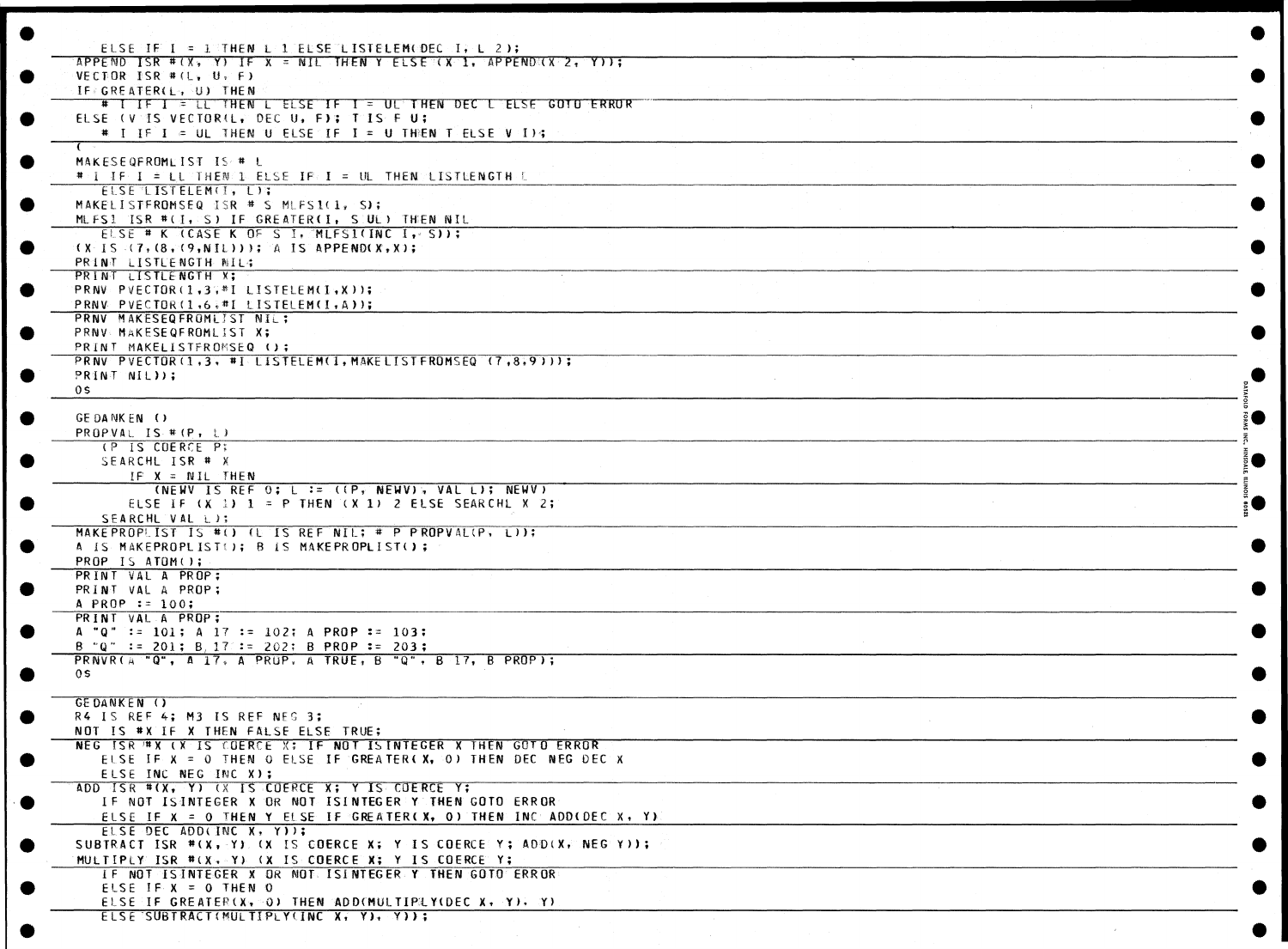```
   ELSE IF I = 1 THEN L 1 ELSE LISTELEM(DEC I, L 2);
APPEND ISR #(X, Y) IF X = NIL THEN Y ELSE (X 1, APPEND(X 2, Y));
VECTOR ISR #(L, U, F)
IF GREATER(L, U) THEN
   # I IF I = LL THEN L ELSE IF I = UL THEN DEC L ELSE GOTO ERROR
ELSE (V IS VECTOR(L, DEC U, F); T IS F U;
   # I IF I = UL THEN U ELSE IF I = U THEN T ELSE V I);
(
MAKESEQFROMLIST IS # L
# I IF I = LL THEN 1 ELSE IF I = UL THEN LISTLENGTH L
   ELSE LISTELEM(I, L);
MAKELISTFROMSEQ ISR # S MLFS1(1, S);
MLFS1 ISR #(I, S) IF GREATER(I, S UL) THEN NIL
   ELSE # K (CASE K OF S I, MLFS1(INC I, S));
(X IS (7,(8,(9,NIL))); A IS APPEND(X,X);
PRINT LISTLENGTH NIL;
PRINT LISTLENGTH X;
PRNV PVECTOR(1,3,#I LISTELEM(I,X));
PRNV PVECTOR(1,6,#I LISTELEM(I,A));
PRNV MAKESEQFROMLIST NIL;
PRNV MAKESEQFROMLIST X;
PRINT MAKELISTFROMSEQ ();
PRNV PVECTOR(1,3, #I LISTELEM(I,MAKELISTFROMSEQ (7,8,9)));
PRINT NIL));
0$

GEDANKEN ()
PROPVAL IS #(P, L)
   (P IS COERCE P;
   SEARCHL ISR # X
      IF X = NIL THEN
         (NEWV IS REF 0; L := ((P, NEWV), VAL L); NEWV)
      ELSE IF (X 1) 1 = P THEN (X 1) 2 ELSE SEARCHL X 2;
   SEARCHL VAL L);
MAKEPROPLIST IS #() (L IS REF NIL; # P PROPVAL(P, L));
A IS MAKEPROPLIST(); B IS MAKEPROPLIST();
PROP IS ATOM();
PRINT VAL A PROP;
PRINT VAL A PROP;
A PROP := 100;
PRINT VAL A PROP;
A "Q" := 101; A 17 := 102; A PROP := 103;
B "Q" := 201; B 17 := 202; B PROP := 203;
PRNVR(A "Q", A 17, A PROP, A TRUE, B "Q", B 17, B PROP);
0$

GEDANKEN ()
R4 IS REF 4; M3 IS REF NEG 3;
NOT IS #X IF X THEN FALSE ELSE TRUE;
NEG ISR #X (X IS COERCE X; IF NOT ISINTEGER X THEN GOTO ERROR
   ELSE IF X = 0 THEN 0 ELSE IF GREATER(X, 0) THEN DEC NEG DEC X
   ELSE INC NEG INC X);
ADD ISR #(X, Y) (X IS COERCE X; Y IS COERCE Y;
   IF NOT ISINTEGER X OR NOT ISINTEGER Y THEN GOTO ERROR
   ELSE IF X = 0 THEN Y ELSE IF GREATER(X, 0) THEN INC ADD(DEC X, Y)
   ELSE DEC ADD(INC X, Y));
SUBTRACT ISR #(X, Y) (X IS COERCE X; Y IS COERCE Y; ADD(X, NEG Y));
MULTIPLY ISR #(X, Y) (X IS COERCE X; Y IS COERCE Y;
   IF NOT ISINTEGER X OR NOT ISINTEGER Y THEN GOTO ERROR
   ELSE IF X = 0 THEN 0
   ELSE IF GREATER(X, 0) THEN ADD(MULTIPLY(DEC X, Y), Y)
   ELSE SUBTRACT(MULTIPLY(INC X, Y), Y));
```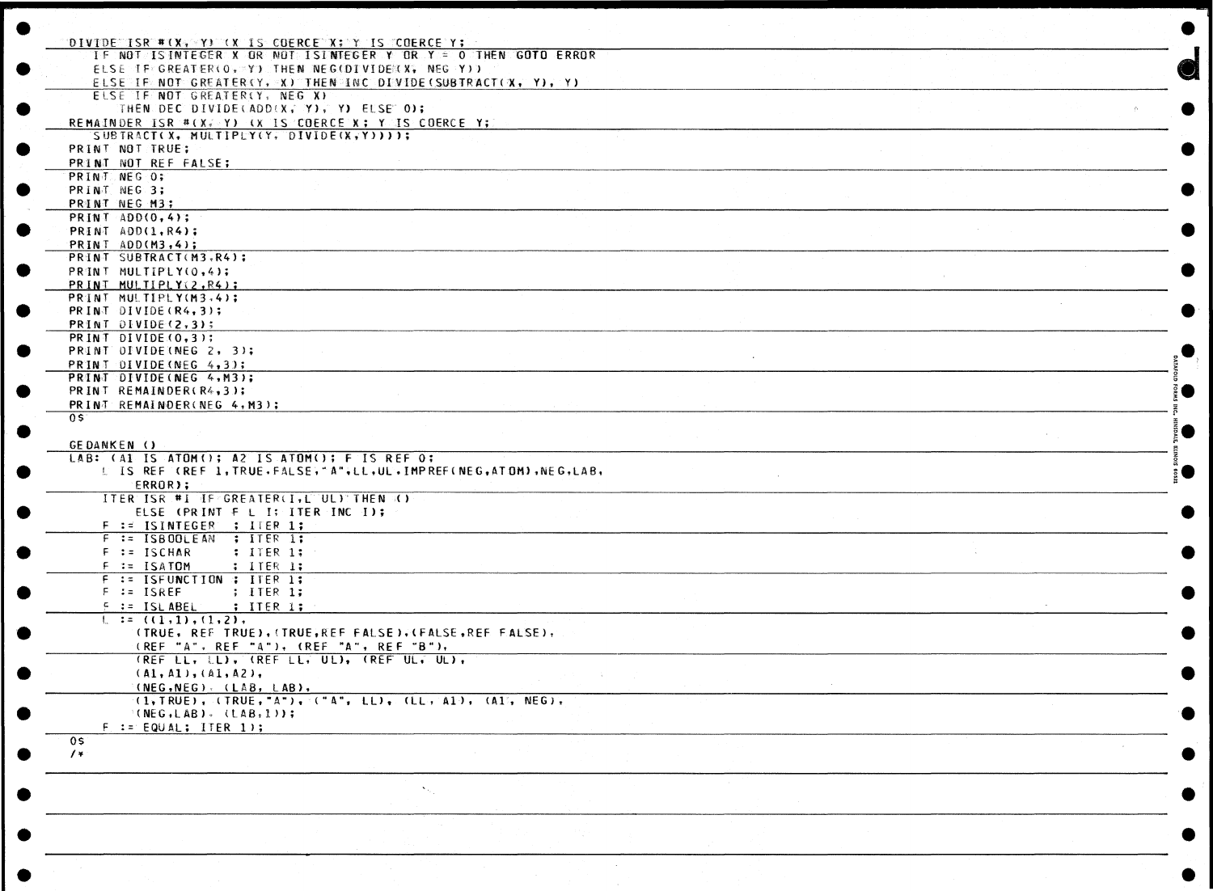```
DIVIDE ISR #(X, Y) (X IS COERCE X; Y IS COERCE Y;
   IF NOT ISINTEGER X OR NOT ISINTEGER Y OR Y = 0 THEN GOTO ERROR
   ELSE IF GREATER(0, Y) THEN NEG(DIVIDE(X, NEG Y))
   ELSE IF NOT GREATER(Y, X) THEN INC DIVIDE(SUBTRACT(X, Y), Y)
   ELSE IF NOT GREATER(Y, NEG X)
      THEN DEC DIVIDE(ADD(X, Y), Y) ELSE 0);
REMAINDER ISR #(X, Y) (X IS COERCE X; Y IS COERCE Y;
   SUBTRACT(X, MULTIPLY(Y, DIVIDE(X,Y))));
PRINT NOT TRUE;
PRINT NOT REF FALSE;
PRINT NEG 0;
PRINT NEG 3;
PRINT NEG M3;
PRINT ADD(0,4);
PRINT ADD(1,R4);
PRINT ADD(M3,4);
PRINT SUBTRACT(M3,R4);
PRINT MULTIPLY(0,4);
PRINT MULTIPLY(2,R4);
PRINT MULTIPLY(M3,4);
PRINT DIVIDE(R4,3);
PRINT DIVIDE(2,3);
PRINT DIVIDE(0,3);
PRINT DIVIDE(NEG 2, 3);
PRINT DIVIDE(NEG 4,3);
PRINT DIVIDE(NEG 4,M3);
PRINT REMAINDER(R4,3);
PRINT REMAINDER(NEG 4,M3);
0$

GEDANKEN ()
LAB: (A1 IS ATOM(); A2 IS ATOM(); F IS REF 0;
   L IS REF (REF 1,TRUE,FALSE,"A",LL,UL,IMPREF(NEG,ATOM),NEG,LAB,
      ERROR);
   ITER ISR #I IF GREATER(I,L UL) THEN ()
      ELSE (PRINT F L I; ITER INC I);
   F := ISINTEGER  ; ITER 1;
   F := ISBOOLEAN  ; ITER 1;
   F := ISCHAR     ; ITER 1;
   F := ISATOM     ; ITER 1;
   F := ISFUNCTION ; ITER 1;
   F := ISREF      ; ITER 1;
   F := ISLABEL    ; ITER 1;
   L := ((1,1),(1,2),
      (TRUE, REF TRUE),(TRUE,REF FALSE),(FALSE,REF FALSE),
      (REF "A", REF "A"), (REF "A", REF "B"),
      (REF LL, LL), (REF LL, UL), (REF UL, UL),
      (A1,A1),(A1,A2),
      (NEG,NEG), (LAB, LAB),
      (1,TRUE), (TRUE,"A"), ("A", LL), (LL, A1), (A1, NEG),
      (NEG,LAB), (LAB,1));
   F := EQUAL; ITER 1);
0$
/*
```